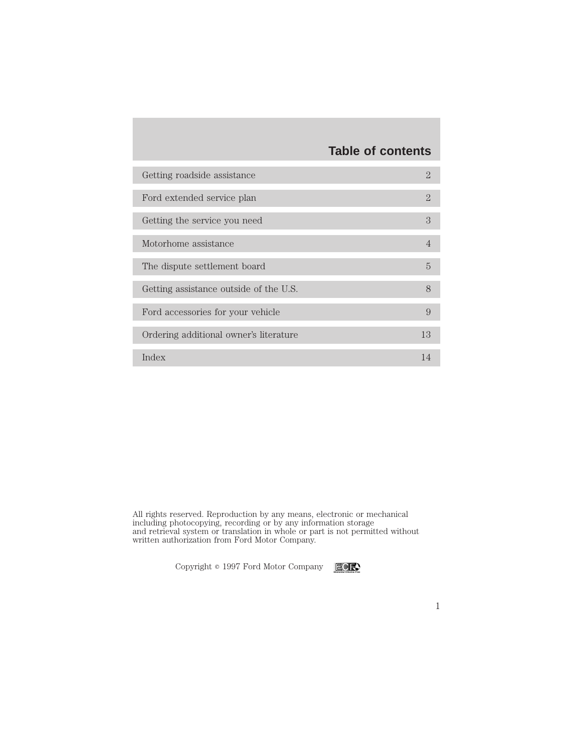# Table of contents

| Section | Page |
| --- | --- |
| Getting roadside assistance | 2 |
| Ford extended service plan | 2 |
| Getting the service you need | 3 |
| Motorhome assistance | 4 |
| The dispute settlement board | 5 |
| Getting assistance outside of the U.S. | 8 |
| Ford accessories for your vehicle | 9 |
| Ordering additional owner's literature | 13 |
| Index | 14 |

All rights reserved. Reproduction by any means, electronic or mechanical including photocopying, recording or by any information storage and retrieval system or translation in whole or part is not permitted without written authorization from Ford Motor Company.

Copyright © 1997 Ford Motor Company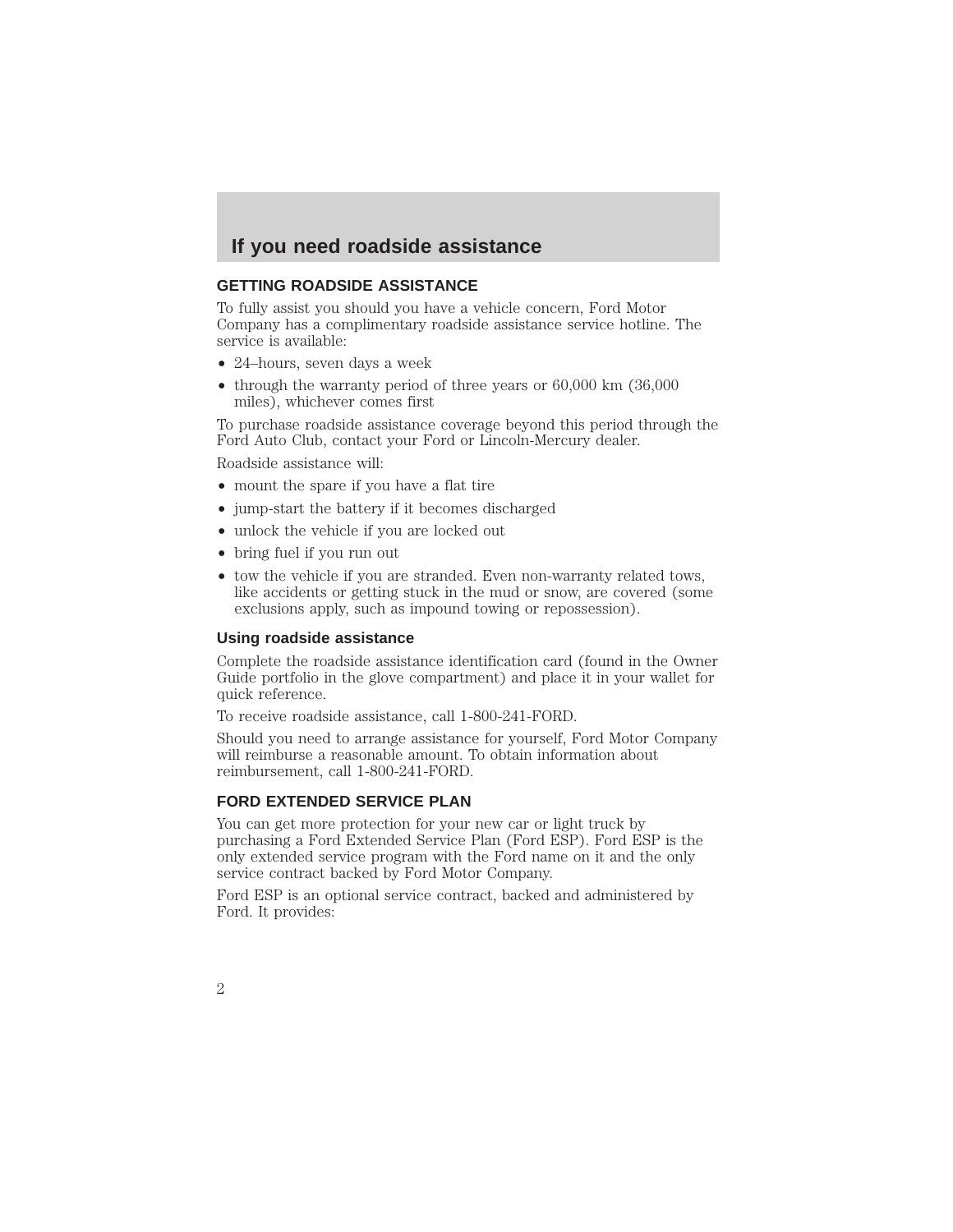# If you need roadside assistance

## GETTING ROADSIDE ASSISTANCE

To fully assist you should you have a vehicle concern, Ford Motor Company has a complimentary roadside assistance service hotline. The service is available:

- 24–hours, seven days a week
- through the warranty period of three years or 60,000 km (36,000 miles), whichever comes first

To purchase roadside assistance coverage beyond this period through the Ford Auto Club, contact your Ford or Lincoln-Mercury dealer.

Roadside assistance will:

- mount the spare if you have a flat tire
- jump-start the battery if it becomes discharged
- unlock the vehicle if you are locked out
- bring fuel if you run out
- tow the vehicle if you are stranded. Even non-warranty related tows, like accidents or getting stuck in the mud or snow, are covered (some exclusions apply, such as impound towing or repossession).

### Using roadside assistance

Complete the roadside assistance identification card (found in the Owner Guide portfolio in the glove compartment) and place it in your wallet for quick reference.

To receive roadside assistance, call 1-800-241-FORD.

Should you need to arrange assistance for yourself, Ford Motor Company will reimburse a reasonable amount. To obtain information about reimbursement, call 1-800-241-FORD.

## FORD EXTENDED SERVICE PLAN

You can get more protection for your new car or light truck by purchasing a Ford Extended Service Plan (Ford ESP). Ford ESP is the only extended service program with the Ford name on it and the only service contract backed by Ford Motor Company.

Ford ESP is an optional service contract, backed and administered by Ford. It provides: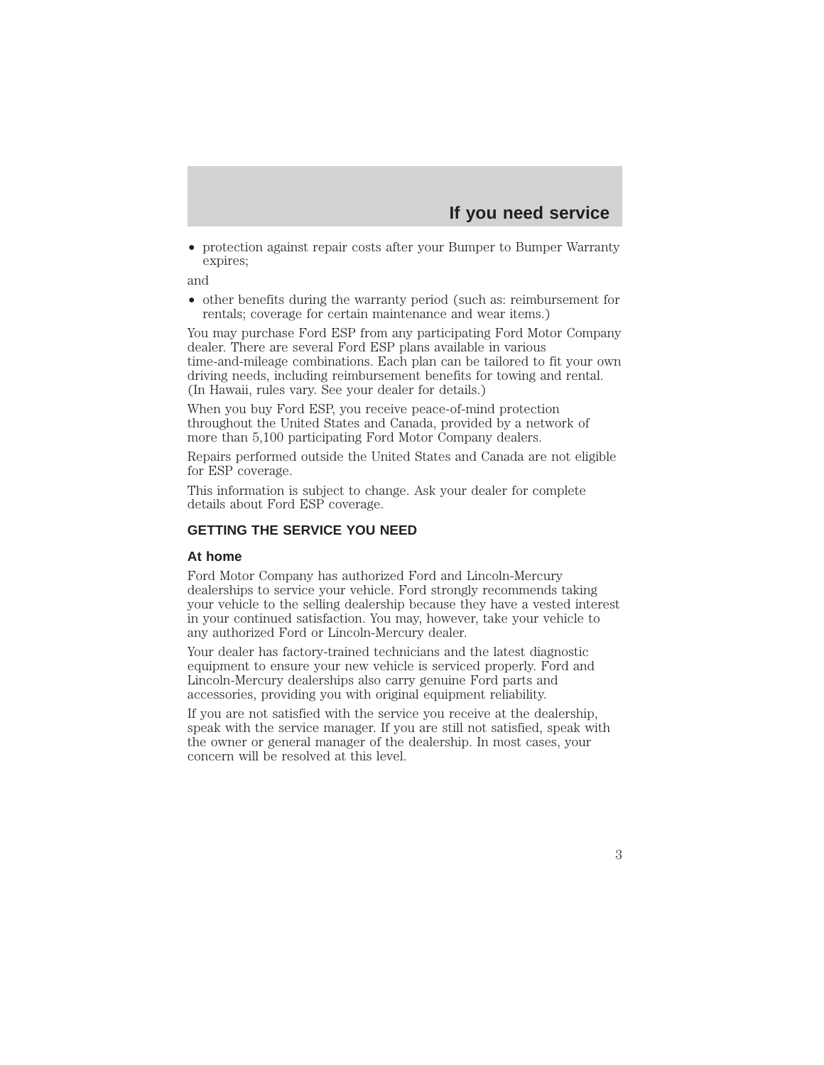- protection against repair costs after your Bumper to Bumper Warranty expires;

and

- other benefits during the warranty period (such as: reimbursement for rentals; coverage for certain maintenance and wear items.)

You may purchase Ford ESP from any participating Ford Motor Company dealer. There are several Ford ESP plans available in various time-and-mileage combinations. Each plan can be tailored to fit your own driving needs, including reimbursement benefits for towing and rental. (In Hawaii, rules vary. See your dealer for details.)

When you buy Ford ESP, you receive peace-of-mind protection throughout the United States and Canada, provided by a network of more than 5,100 participating Ford Motor Company dealers.

Repairs performed outside the United States and Canada are not eligible for ESP coverage.

This information is subject to change. Ask your dealer for complete details about Ford ESP coverage.

## GETTING THE SERVICE YOU NEED

### At home

Ford Motor Company has authorized Ford and Lincoln-Mercury dealerships to service your vehicle. Ford strongly recommends taking your vehicle to the selling dealership because they have a vested interest in your continued satisfaction. You may, however, take your vehicle to any authorized Ford or Lincoln-Mercury dealer.

Your dealer has factory-trained technicians and the latest diagnostic equipment to ensure your new vehicle is serviced properly. Ford and Lincoln-Mercury dealerships also carry genuine Ford parts and accessories, providing you with original equipment reliability.

If you are not satisfied with the service you receive at the dealership, speak with the service manager. If you are still not satisfied, speak with the owner or general manager of the dealership. In most cases, your concern will be resolved at this level.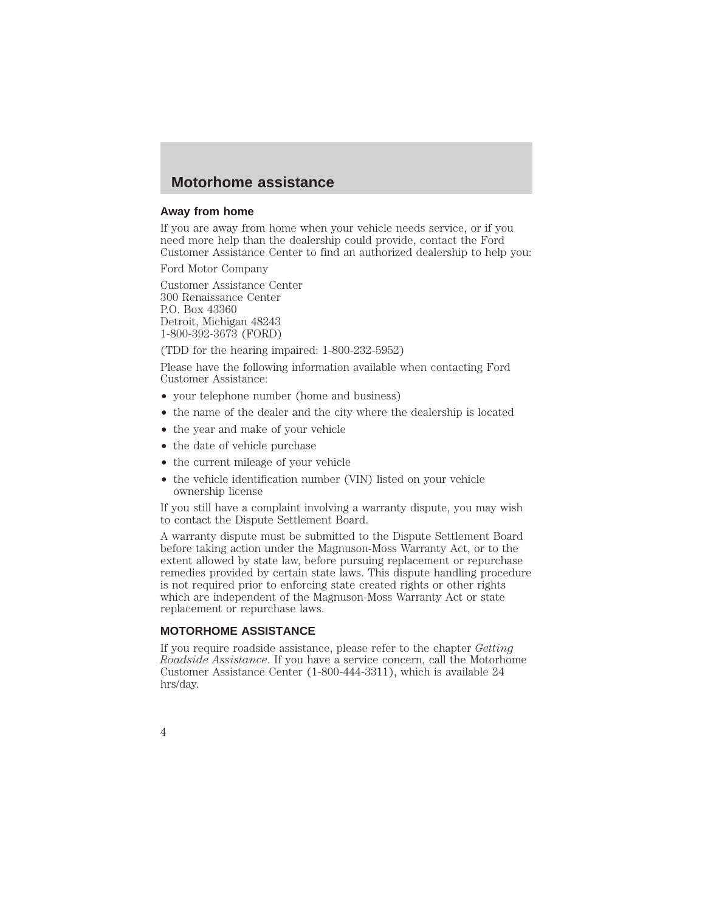# Motorhome assistance

### Away from home

If you are away from home when your vehicle needs service, or if you need more help than the dealership could provide, contact the Ford Customer Assistance Center to find an authorized dealership to help you:

Ford Motor Company

Customer Assistance Center
300 Renaissance Center
P.O. Box 43360
Detroit, Michigan 48243
1-800-392-3673 (FORD)

(TDD for the hearing impaired: 1-800-232-5952)

Please have the following information available when contacting Ford Customer Assistance:

- your telephone number (home and business)
- the name of the dealer and the city where the dealership is located
- the year and make of your vehicle
- the date of vehicle purchase
- the current mileage of your vehicle
- the vehicle identification number (VIN) listed on your vehicle ownership license

If you still have a complaint involving a warranty dispute, you may wish to contact the Dispute Settlement Board.

A warranty dispute must be submitted to the Dispute Settlement Board before taking action under the Magnuson-Moss Warranty Act, or to the extent allowed by state law, before pursuing replacement or repurchase remedies provided by certain state laws. This dispute handling procedure is not required prior to enforcing state created rights or other rights which are independent of the Magnuson-Moss Warranty Act or state replacement or repurchase laws.

### MOTORHOME ASSISTANCE

If you require roadside assistance, please refer to the chapter *Getting Roadside Assistance*. If you have a service concern, call the Motorhome Customer Assistance Center (1-800-444-3311), which is available 24 hrs/day.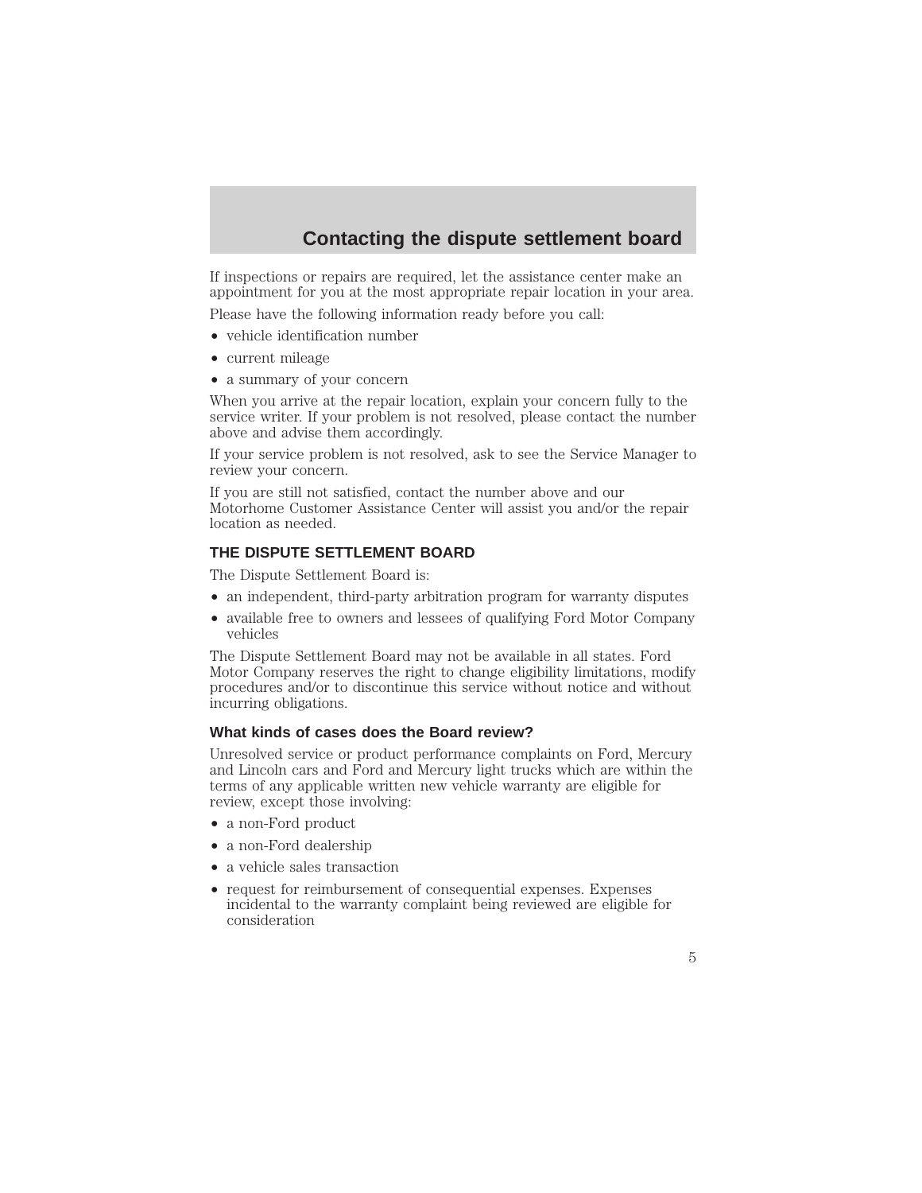## Contacting the dispute settlement board

If inspections or repairs are required, let the assistance center make an appointment for you at the most appropriate repair location in your area.

Please have the following information ready before you call:

- vehicle identification number
- current mileage
- a summary of your concern

When you arrive at the repair location, explain your concern fully to the service writer. If your problem is not resolved, please contact the number above and advise them accordingly.

If your service problem is not resolved, ask to see the Service Manager to review your concern.

If you are still not satisfied, contact the number above and our Motorhome Customer Assistance Center will assist you and/or the repair location as needed.

### THE DISPUTE SETTLEMENT BOARD

The Dispute Settlement Board is:

- an independent, third-party arbitration program for warranty disputes
- available free to owners and lessees of qualifying Ford Motor Company vehicles

The Dispute Settlement Board may not be available in all states. Ford Motor Company reserves the right to change eligibility limitations, modify procedures and/or to discontinue this service without notice and without incurring obligations.

#### What kinds of cases does the Board review?

Unresolved service or product performance complaints on Ford, Mercury and Lincoln cars and Ford and Mercury light trucks which are within the terms of any applicable written new vehicle warranty are eligible for review, except those involving:

- a non-Ford product
- a non-Ford dealership
- a vehicle sales transaction
- request for reimbursement of consequential expenses. Expenses incidental to the warranty complaint being reviewed are eligible for consideration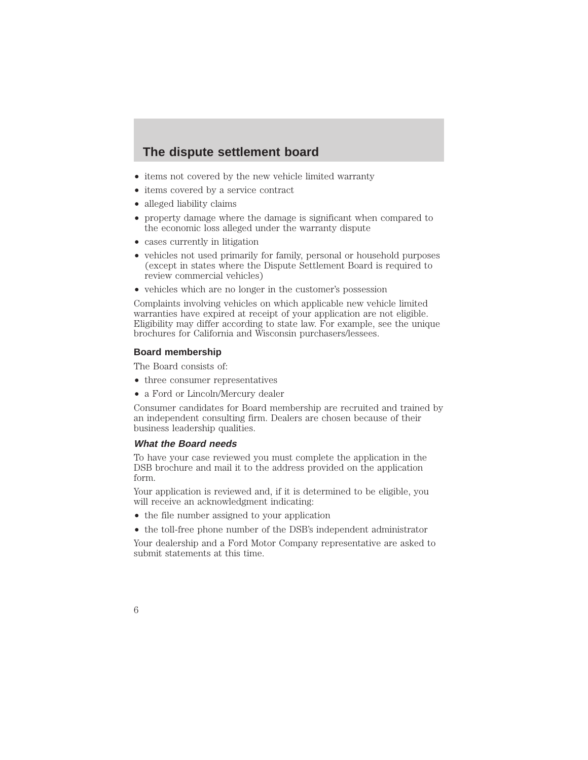## The dispute settlement board

- items not covered by the new vehicle limited warranty
- items covered by a service contract
- alleged liability claims
- property damage where the damage is significant when compared to the economic loss alleged under the warranty dispute
- cases currently in litigation
- vehicles not used primarily for family, personal or household purposes (except in states where the Dispute Settlement Board is required to review commercial vehicles)
- vehicles which are no longer in the customer's possession

Complaints involving vehicles on which applicable new vehicle limited warranties have expired at receipt of your application are not eligible. Eligibility may differ according to state law. For example, see the unique brochures for California and Wisconsin purchasers/lessees.

### Board membership

The Board consists of:

- three consumer representatives
- a Ford or Lincoln/Mercury dealer

Consumer candidates for Board membership are recruited and trained by an independent consulting firm. Dealers are chosen because of their business leadership qualities.

#### *What the Board needs*

To have your case reviewed you must complete the application in the DSB brochure and mail it to the address provided on the application form.

Your application is reviewed and, if it is determined to be eligible, you will receive an acknowledgment indicating:

- the file number assigned to your application
- the toll-free phone number of the DSB's independent administrator

Your dealership and a Ford Motor Company representative are asked to submit statements at this time.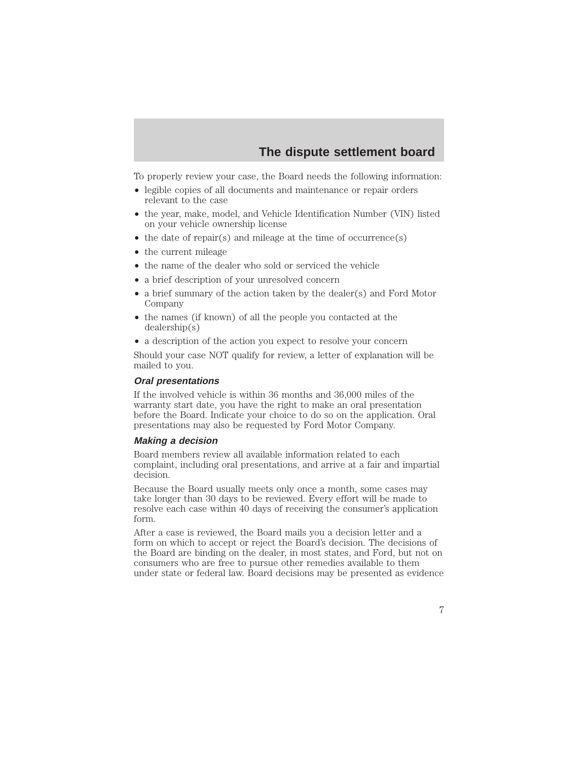To properly review your case, the Board needs the following information:

- legible copies of all documents and maintenance or repair orders relevant to the case
- the year, make, model, and Vehicle Identification Number (VIN) listed on your vehicle ownership license
- the date of repair(s) and mileage at the time of occurrence(s)
- the current mileage
- the name of the dealer who sold or serviced the vehicle
- a brief description of your unresolved concern
- a brief summary of the action taken by the dealer(s) and Ford Motor Company
- the names (if known) of all the people you contacted at the dealership(s)
- a description of the action you expect to resolve your concern

Should your case NOT qualify for review, a letter of explanation will be mailed to you.

### *Oral presentations*

If the involved vehicle is within 36 months and 36,000 miles of the warranty start date, you have the right to make an oral presentation before the Board. Indicate your choice to do so on the application. Oral presentations may also be requested by Ford Motor Company.

### *Making a decision*

Board members review all available information related to each complaint, including oral presentations, and arrive at a fair and impartial decision.

Because the Board usually meets only once a month, some cases may take longer than 30 days to be reviewed. Every effort will be made to resolve each case within 40 days of receiving the consumer's application form.

After a case is reviewed, the Board mails you a decision letter and a form on which to accept or reject the Board's decision. The decisions of the Board are binding on the dealer, in most states, and Ford, but not on consumers who are free to pursue other remedies available to them under state or federal law. Board decisions may be presented as evidence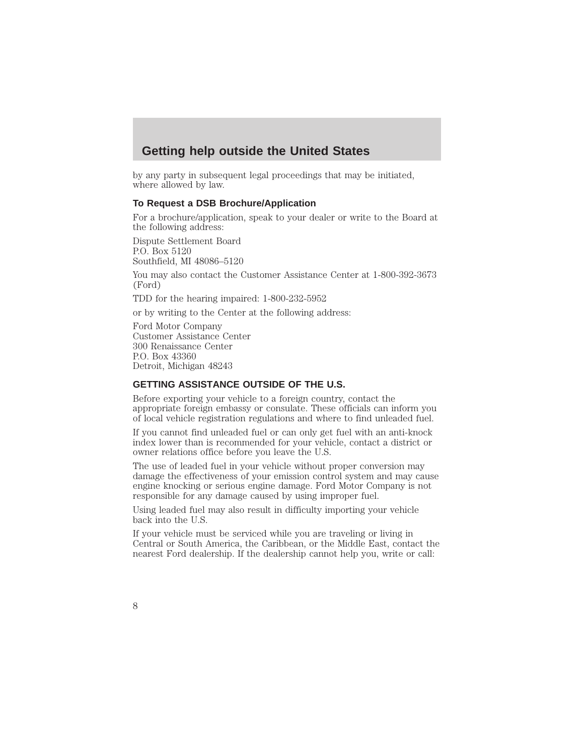by any party in subsequent legal proceedings that may be initiated, where allowed by law.

### To Request a DSB Brochure/Application

For a brochure/application, speak to your dealer or write to the Board at the following address:

Dispute Settlement Board
P.O. Box 5120
Southfield, MI 48086–5120

You may also contact the Customer Assistance Center at 1-800-392-3673 (Ford)

TDD for the hearing impaired: 1-800-232-5952

or by writing to the Center at the following address:

Ford Motor Company
Customer Assistance Center
300 Renaissance Center
P.O. Box 43360
Detroit, Michigan 48243

## GETTING ASSISTANCE OUTSIDE OF THE U.S.

Before exporting your vehicle to a foreign country, contact the appropriate foreign embassy or consulate. These officials can inform you of local vehicle registration regulations and where to find unleaded fuel.

If you cannot find unleaded fuel or can only get fuel with an anti-knock index lower than is recommended for your vehicle, contact a district or owner relations office before you leave the U.S.

The use of leaded fuel in your vehicle without proper conversion may damage the effectiveness of your emission control system and may cause engine knocking or serious engine damage. Ford Motor Company is not responsible for any damage caused by using improper fuel.

Using leaded fuel may also result in difficulty importing your vehicle back into the U.S.

If your vehicle must be serviced while you are traveling or living in Central or South America, the Caribbean, or the Middle East, contact the nearest Ford dealership. If the dealership cannot help you, write or call: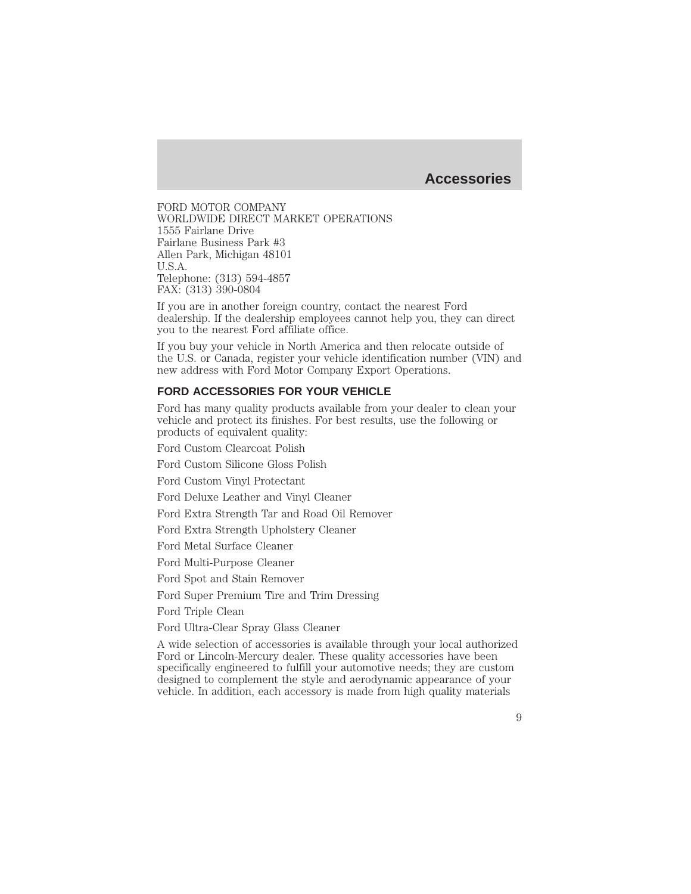FORD MOTOR COMPANY
WORLDWIDE DIRECT MARKET OPERATIONS
1555 Fairlane Drive
Fairlane Business Park #3
Allen Park, Michigan 48101
U.S.A.
Telephone: (313) 594-4857
FAX: (313) 390-0804

If you are in another foreign country, contact the nearest Ford dealership. If the dealership employees cannot help you, they can direct you to the nearest Ford affiliate office.

If you buy your vehicle in North America and then relocate outside of the U.S. or Canada, register your vehicle identification number (VIN) and new address with Ford Motor Company Export Operations.

## FORD ACCESSORIES FOR YOUR VEHICLE

Ford has many quality products available from your dealer to clean your vehicle and protect its finishes. For best results, use the following or products of equivalent quality:

Ford Custom Clearcoat Polish

Ford Custom Silicone Gloss Polish

Ford Custom Vinyl Protectant

Ford Deluxe Leather and Vinyl Cleaner

Ford Extra Strength Tar and Road Oil Remover

Ford Extra Strength Upholstery Cleaner

Ford Metal Surface Cleaner

Ford Multi-Purpose Cleaner

Ford Spot and Stain Remover

Ford Super Premium Tire and Trim Dressing

Ford Triple Clean

Ford Ultra-Clear Spray Glass Cleaner

A wide selection of accessories is available through your local authorized Ford or Lincoln-Mercury dealer. These quality accessories have been specifically engineered to fulfill your automotive needs; they are custom designed to complement the style and aerodynamic appearance of your vehicle. In addition, each accessory is made from high quality materials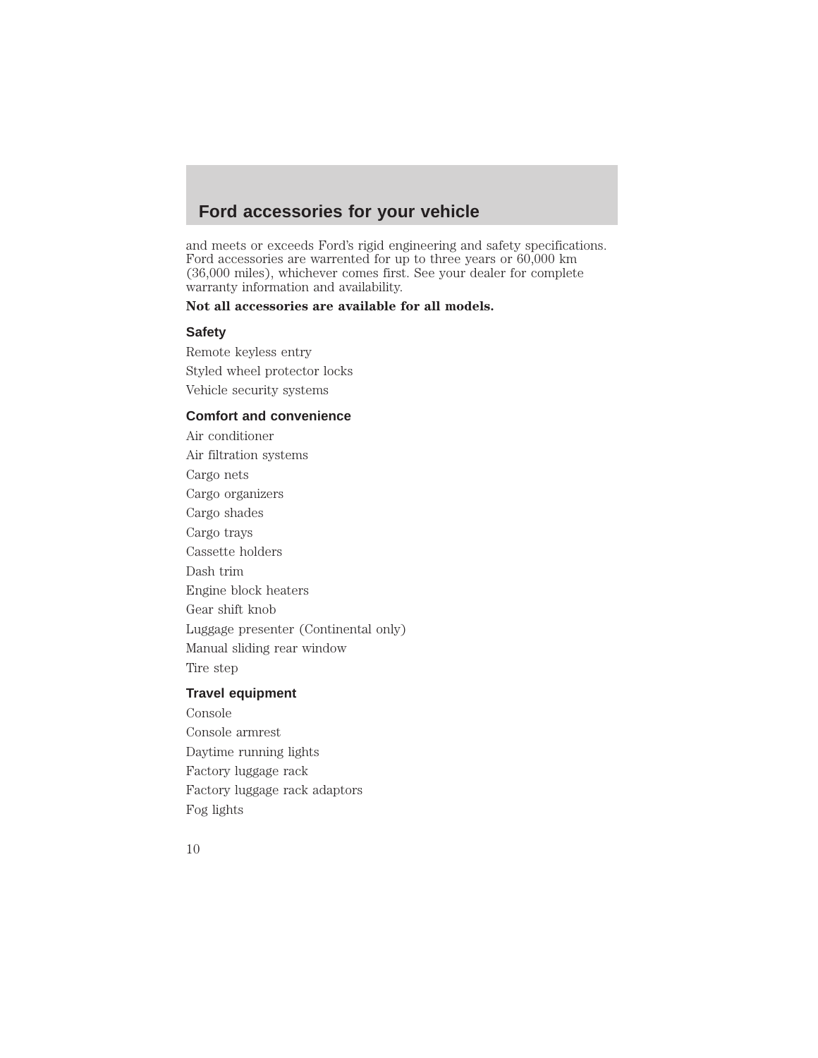# Ford accessories for your vehicle

and meets or exceeds Ford's rigid engineering and safety specifications. Ford accessories are warrented for up to three years or 60,000 km (36,000 miles), whichever comes first. See your dealer for complete warranty information and availability.

**Not all accessories are available for all models.**

### Safety

Remote keyless entry

Styled wheel protector locks

Vehicle security systems

### Comfort and convenience

Air conditioner

Air filtration systems

Cargo nets

Cargo organizers

Cargo shades

Cargo trays

Cassette holders

Dash trim

Engine block heaters

Gear shift knob

Luggage presenter (Continental only)

Manual sliding rear window

Tire step

### Travel equipment

Console

Console armrest

Daytime running lights

Factory luggage rack

Factory luggage rack adaptors

Fog lights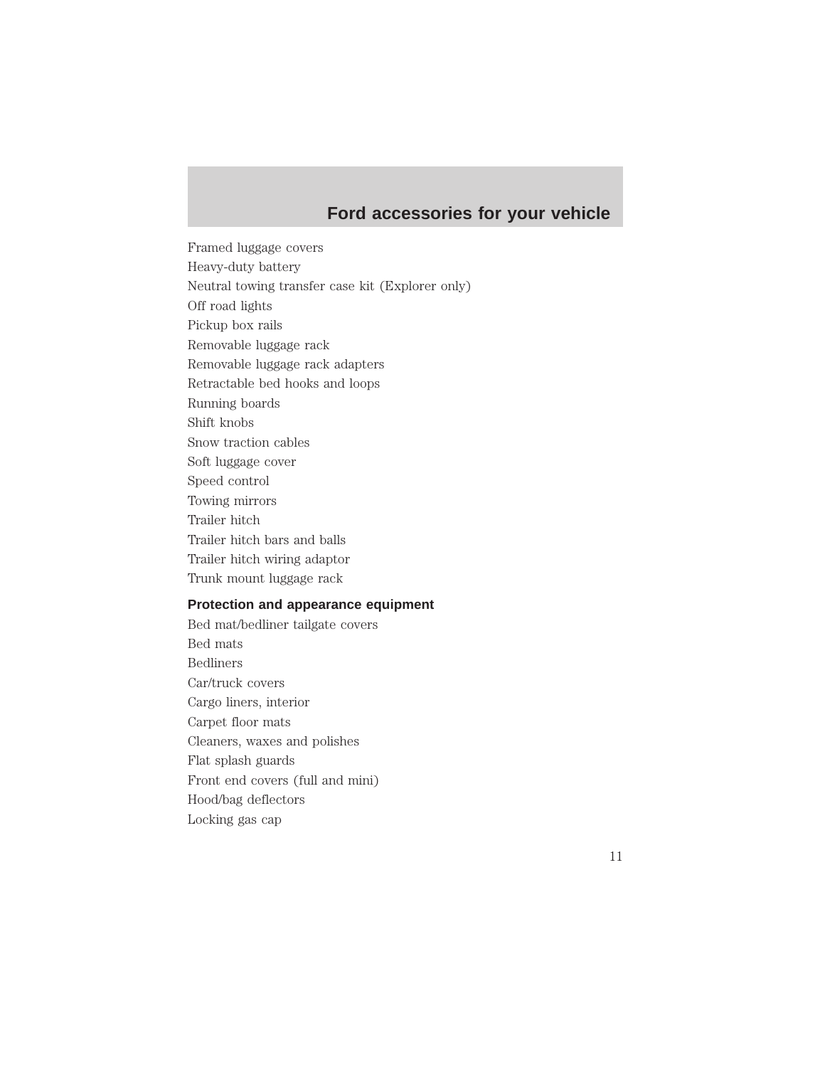Framed luggage covers
Heavy-duty battery
Neutral towing transfer case kit (Explorer only)
Off road lights
Pickup box rails
Removable luggage rack
Removable luggage rack adapters
Retractable bed hooks and loops
Running boards
Shift knobs
Snow traction cables
Soft luggage cover
Speed control
Towing mirrors
Trailer hitch
Trailer hitch bars and balls
Trailer hitch wiring adaptor
Trunk mount luggage rack

**Protection and appearance equipment**

Bed mat/bedliner tailgate covers
Bed mats
Bedliners
Car/truck covers
Cargo liners, interior
Carpet floor mats
Cleaners, waxes and polishes
Flat splash guards
Front end covers (full and mini)
Hood/bag deflectors
Locking gas cap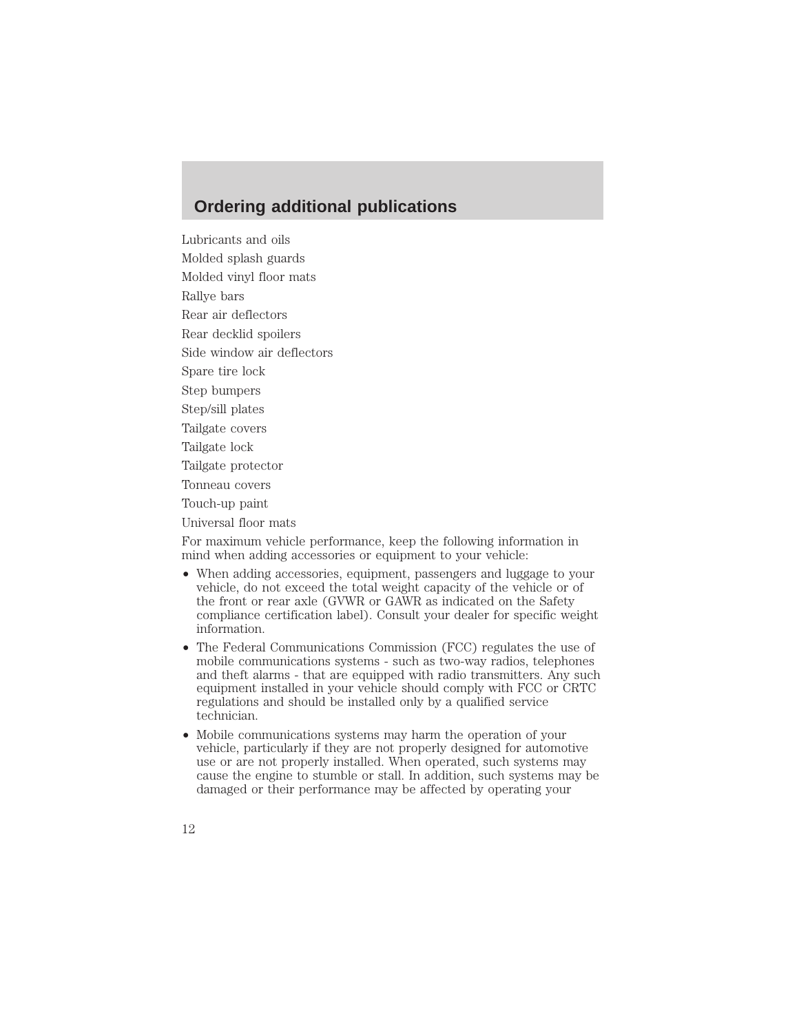## Ordering additional publications

Lubricants and oils

Molded splash guards

Molded vinyl floor mats

Rallye bars

Rear air deflectors

Rear decklid spoilers

Side window air deflectors

Spare tire lock

Step bumpers

Step/sill plates

Tailgate covers

Tailgate lock

Tailgate protector

Tonneau covers

Touch-up paint

Universal floor mats

For maximum vehicle performance, keep the following information in mind when adding accessories or equipment to your vehicle:

- When adding accessories, equipment, passengers and luggage to your vehicle, do not exceed the total weight capacity of the vehicle or of the front or rear axle (GVWR or GAWR as indicated on the Safety compliance certification label). Consult your dealer for specific weight information.
- The Federal Communications Commission (FCC) regulates the use of mobile communications systems - such as two-way radios, telephones and theft alarms - that are equipped with radio transmitters. Any such equipment installed in your vehicle should comply with FCC or CRTC regulations and should be installed only by a qualified service technician.
- Mobile communications systems may harm the operation of your vehicle, particularly if they are not properly designed for automotive use or are not properly installed. When operated, such systems may cause the engine to stumble or stall. In addition, such systems may be damaged or their performance may be affected by operating your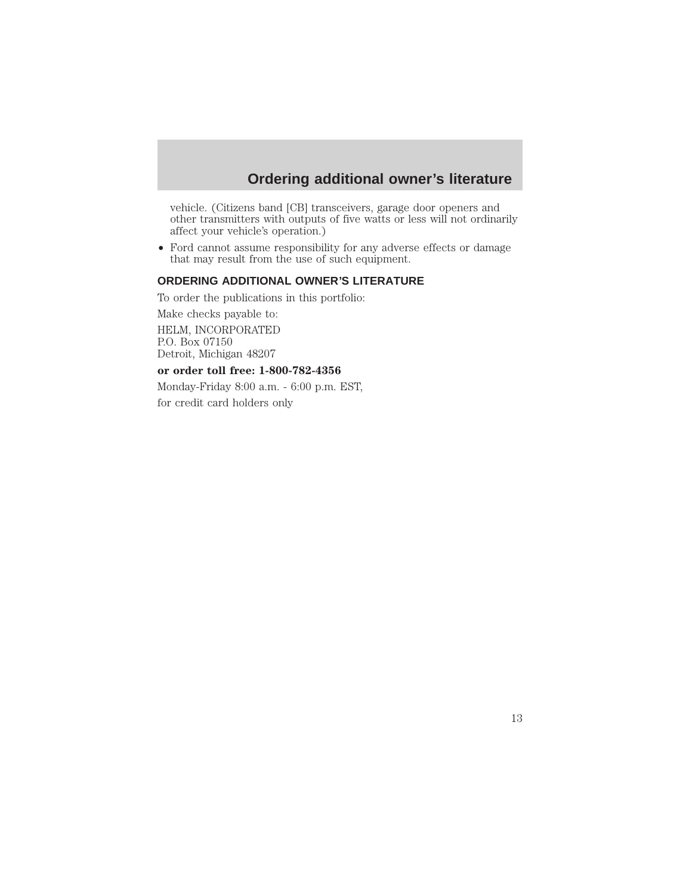vehicle. (Citizens band [CB] transceivers, garage door openers and other transmitters with outputs of five watts or less will not ordinarily affect your vehicle's operation.)

- Ford cannot assume responsibility for any adverse effects or damage that may result from the use of such equipment.

## ORDERING ADDITIONAL OWNER'S LITERATURE

To order the publications in this portfolio:

Make checks payable to:

HELM, INCORPORATED
P.O. Box 07150
Detroit, Michigan 48207

**or order toll free: 1-800-782-4356**

Monday-Friday 8:00 a.m. - 6:00 p.m. EST,

for credit card holders only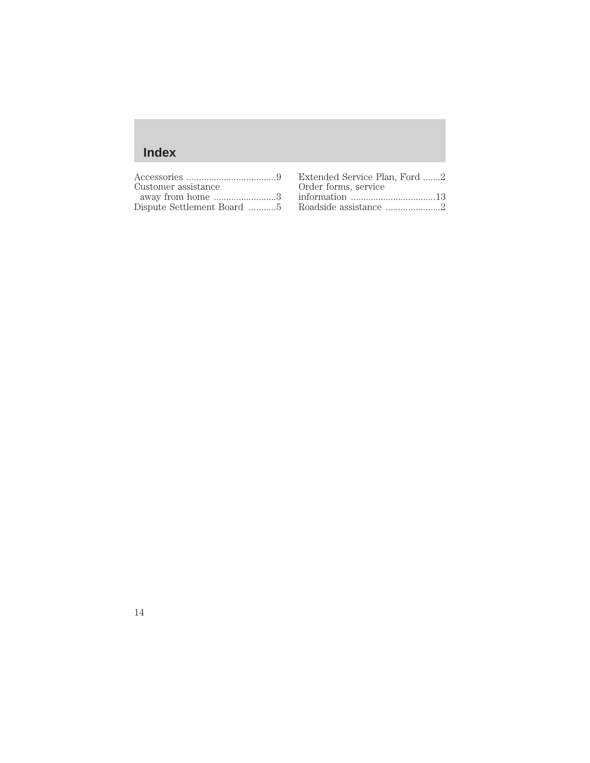# Index

Accessories ....................................9
Customer assistance
away from home .........................3
Dispute Settlement Board ...........5
Extended Service Plan, Ford .......2
Order forms, service
information ..................................13
Roadside assistance ......................2